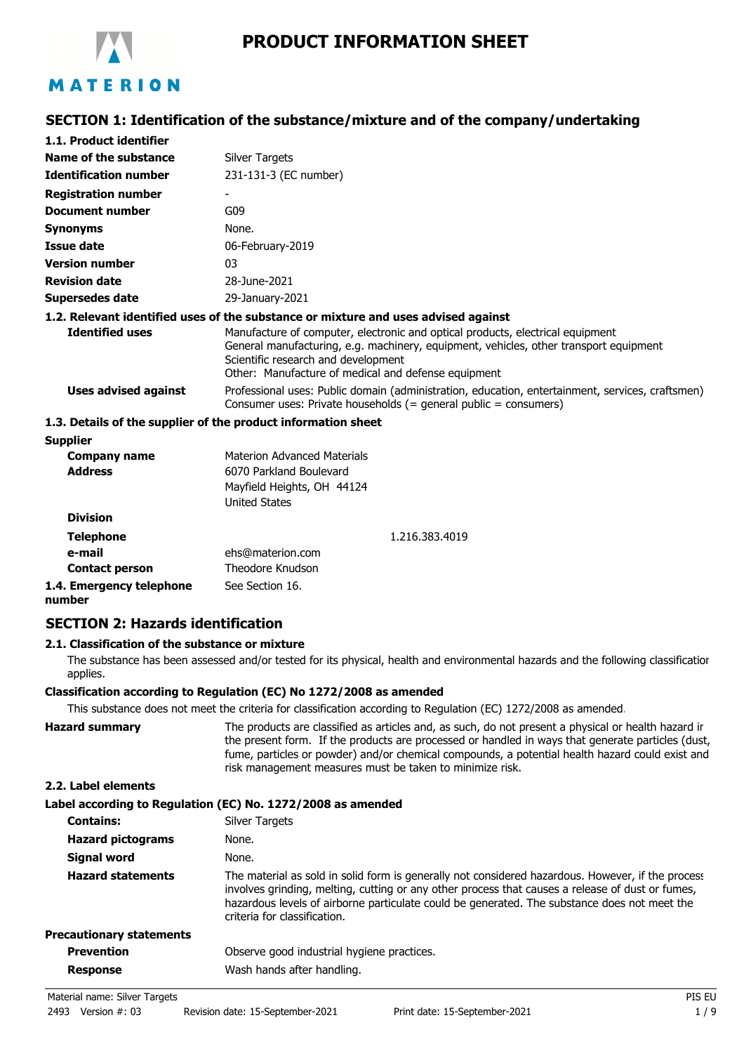# PRODUCT INFORMATION SHEET

## SECTION 1: Identification of the substance/mixture and of the company/undertaking

### 1.1. Product identifier

| | |
|---|---|
| **Name of the substance** | Silver Targets |
| **Identification number** | 231-131-3 (EC number) |
| **Registration number** | - |
| **Document number** | G09 |
| **Synonyms** | None. |
| **Issue date** | 06-February-2019 |
| **Version number** | 03 |
| **Revision date** | 28-June-2021 |
| **Supersedes date** | 29-January-2021 |

### 1.2. Relevant identified uses of the substance or mixture and uses advised against

**Identified uses**
Manufacture of computer, electronic and optical products, electrical equipment
General manufacturing, e.g. machinery, equipment, vehicles, other transport equipment
Scientific research and development
Other: Manufacture of medical and defense equipment

**Uses advised against**
Professional uses: Public domain (administration, education, entertainment, services, craftsmen)
Consumer uses: Private households (= general public = consumers)

### 1.3. Details of the supplier of the product information sheet

**Supplier**

**Company name** Materion Advanced Materials
**Address** 6070 Parkland Boulevard
Mayfield Heights, OH 44124
United States

**Division**

**Telephone** 1.216.383.4019
**e-mail** ehs@materion.com
**Contact person** Theodore Knudson

**1.4. Emergency telephone number** See Section 16.

## SECTION 2: Hazards identification

### 2.1. Classification of the substance or mixture

The substance has been assessed and/or tested for its physical, health and environmental hazards and the following classification applies.

**Classification according to Regulation (EC) No 1272/2008 as amended**

This substance does not meet the criteria for classification according to Regulation (EC) 1272/2008 as amended.

**Hazard summary** The products are classified as articles and, as such, do not present a physical or health hazard in the present form. If the products are processed or handled in ways that generate particles (dust, fume, particles or powder) and/or chemical compounds, a potential health hazard could exist and risk management measures must be taken to minimize risk.

### 2.2. Label elements

**Label according to Regulation (EC) No. 1272/2008 as amended**

**Contains:** Silver Targets

**Hazard pictograms** None.

**Signal word** None.

**Hazard statements** The material as sold in solid form is generally not considered hazardous. However, if the process involves grinding, melting, cutting or any other process that causes a release of dust or fumes, hazardous levels of airborne particulate could be generated. The substance does not meet the criteria for classification.

**Precautionary statements**

**Prevention** Observe good industrial hygiene practices.

**Response** Wash hands after handling.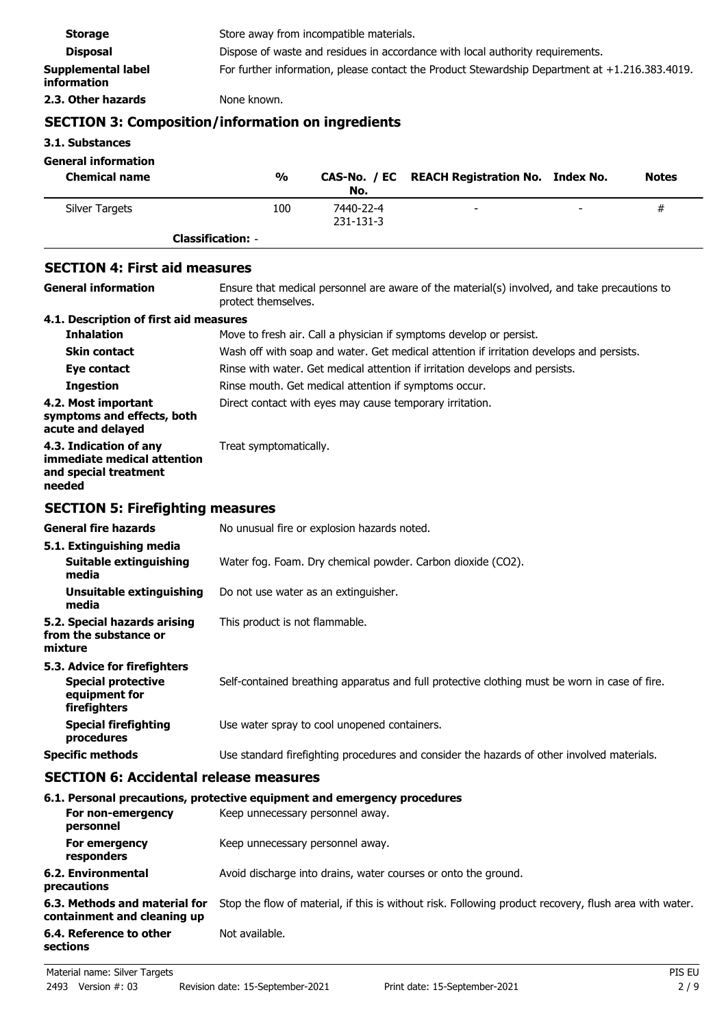**Storage** Store away from incompatible materials.

**Disposal** Dispose of waste and residues in accordance with local authority requirements.

**Supplemental label information** For further information, please contact the Product Stewardship Department at +1.216.383.4019.

**2.3. Other hazards** None known.

## SECTION 3: Composition/information on ingredients

### 3.1. Substances

**General information**

| Chemical name | % | CAS-No. / EC No. | REACH Registration No. | Index No. | Notes |
|---|---|---|---|---|---|
| Silver Targets | 100 | 7440-22-4<br>231-131-3 | - | - | # |
| **Classification:** - | | | | | |

## SECTION 4: First aid measures

**General information** Ensure that medical personnel are aware of the material(s) involved, and take precautions to protect themselves.

### 4.1. Description of first aid measures

**Inhalation** Move to fresh air. Call a physician if symptoms develop or persist.

**Skin contact** Wash off with soap and water. Get medical attention if irritation develops and persists.

**Eye contact** Rinse with water. Get medical attention if irritation develops and persists.

**Ingestion** Rinse mouth. Get medical attention if symptoms occur.

**4.2. Most important symptoms and effects, both acute and delayed** Direct contact with eyes may cause temporary irritation.

**4.3. Indication of any immediate medical attention and special treatment needed** Treat symptomatically.

## SECTION 5: Firefighting measures

**General fire hazards** No unusual fire or explosion hazards noted.

### 5.1. Extinguishing media

**Suitable extinguishing media** Water fog. Foam. Dry chemical powder. Carbon dioxide ($CO_2$).

**Unsuitable extinguishing media** Do not use water as an extinguisher.

**5.2. Special hazards arising from the substance or mixture** This product is not flammable.

### 5.3. Advice for firefighters

**Special protective equipment for firefighters** Self-contained breathing apparatus and full protective clothing must be worn in case of fire.

**Special firefighting procedures** Use water spray to cool unopened containers.

**Specific methods** Use standard firefighting procedures and consider the hazards of other involved materials.

## SECTION 6: Accidental release measures

### 6.1. Personal precautions, protective equipment and emergency procedures

**For non-emergency personnel** Keep unnecessary personnel away.

**For emergency responders** Keep unnecessary personnel away.

**6.2. Environmental precautions** Avoid discharge into drains, water courses or onto the ground.

**6.3. Methods and material for containment and cleaning up** Stop the flow of material, if this is without risk. Following product recovery, flush area with water.

**6.4. Reference to other sections** Not available.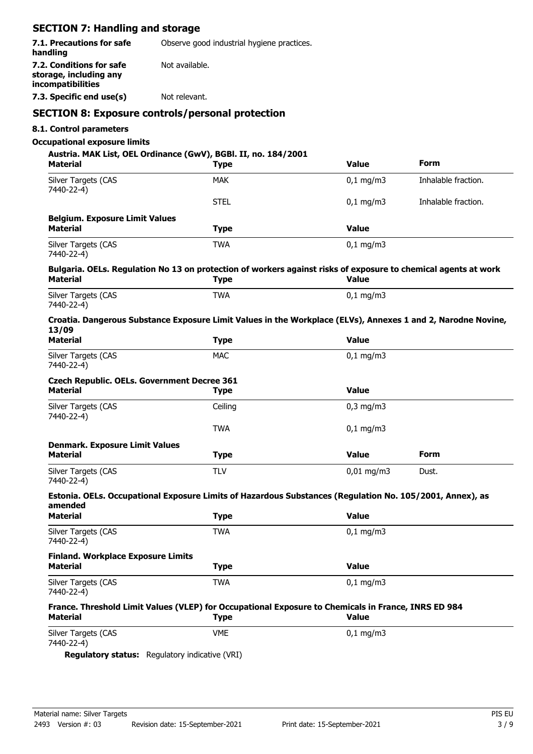## SECTION 7: Handling and storage

| | |
|---|---|
| **7.1. Precautions for safe handling** | Observe good industrial hygiene practices. |
| **7.2. Conditions for safe storage, including any incompatibilities** | Not available. |
| **7.3. Specific end use(s)** | Not relevant. |

## SECTION 8: Exposure controls/personal protection

### 8.1. Control parameters

**Occupational exposure limits**

**Austria. MAK List, OEL Ordinance (GwV), BGBl. II, no. 184/2001**

| Material | Type | Value | Form |
|---|---|---|---|
| Silver Targets (CAS 7440-22-4) | MAK | 0,1 mg/m3 | Inhalable fraction. |
| | STEL | 0,1 mg/m3 | Inhalable fraction. |

**Belgium. Exposure Limit Values**

| Material | Type | Value |
|---|---|---|
| Silver Targets (CAS 7440-22-4) | TWA | 0,1 mg/m3 |

**Bulgaria. OELs. Regulation No 13 on protection of workers against risks of exposure to chemical agents at work**

| Material | Type | Value |
|---|---|---|
| Silver Targets (CAS 7440-22-4) | TWA | 0,1 mg/m3 |

**Croatia. Dangerous Substance Exposure Limit Values in the Workplace (ELVs), Annexes 1 and 2, Narodne Novine, 13/09**

| Material | Type | Value |
|---|---|---|
| Silver Targets (CAS 7440-22-4) | MAC | 0,1 mg/m3 |

**Czech Republic. OELs. Government Decree 361**

| Material | Type | Value |
|---|---|---|
| Silver Targets (CAS 7440-22-4) | Ceiling | 0,3 mg/m3 |
| | TWA | 0,1 mg/m3 |

**Denmark. Exposure Limit Values**

| Material | Type | Value | Form |
|---|---|---|---|
| Silver Targets (CAS 7440-22-4) | TLV | 0,01 mg/m3 | Dust. |

**Estonia. OELs. Occupational Exposure Limits of Hazardous Substances (Regulation No. 105/2001, Annex), as amended**

| Material | Type | Value |
|---|---|---|
| Silver Targets (CAS 7440-22-4) | TWA | 0,1 mg/m3 |

**Finland. Workplace Exposure Limits**

| Material | Type | Value |
|---|---|---|
| Silver Targets (CAS 7440-22-4) | TWA | 0,1 mg/m3 |

**France. Threshold Limit Values (VLEP) for Occupational Exposure to Chemicals in France, INRS ED 984**

| Material | Type | Value |
|---|---|---|
| Silver Targets (CAS 7440-22-4) | VME | 0,1 mg/m3 |

**Regulatory status:** Regulatory indicative (VRI)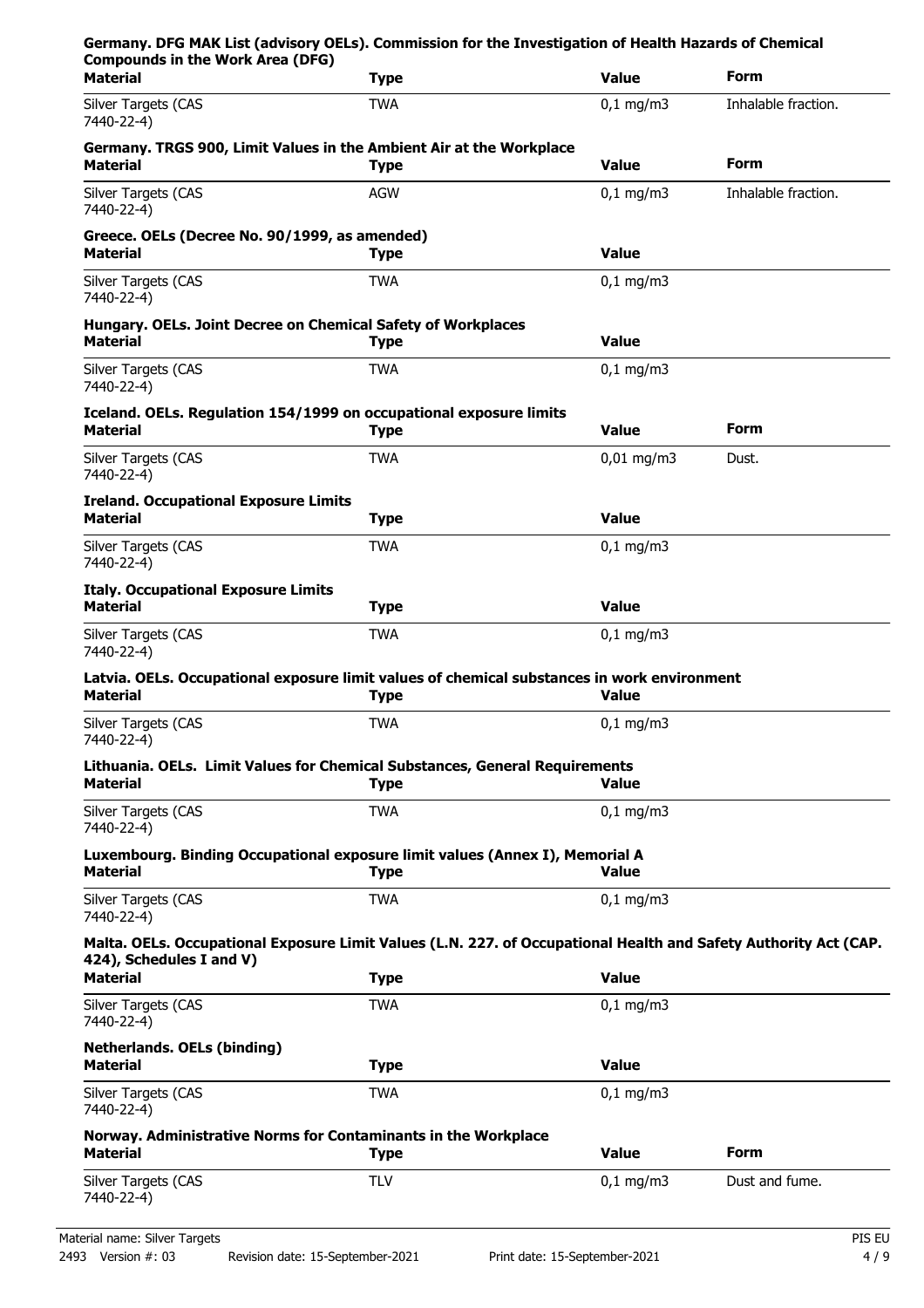**Germany. DFG MAK List (advisory OELs). Commission for the Investigation of Health Hazards of Chemical Compounds in the Work Area (DFG)**

| Material | Type | Value | Form |
|---|---|---|---|
| Silver Targets (CAS 7440-22-4) | TWA | 0,1 mg/m3 | Inhalable fraction. |

**Germany. TRGS 900, Limit Values in the Ambient Air at the Workplace**

| Material | Type | Value | Form |
|---|---|---|---|
| Silver Targets (CAS 7440-22-4) | AGW | 0,1 mg/m3 | Inhalable fraction. |

**Greece. OELs (Decree No. 90/1999, as amended)**

| Material | Type | Value |
|---|---|---|
| Silver Targets (CAS 7440-22-4) | TWA | 0,1 mg/m3 |

**Hungary. OELs. Joint Decree on Chemical Safety of Workplaces**

| Material | Type | Value |
|---|---|---|
| Silver Targets (CAS 7440-22-4) | TWA | 0,1 mg/m3 |

**Iceland. OELs. Regulation 154/1999 on occupational exposure limits**

| Material | Type | Value | Form |
|---|---|---|---|
| Silver Targets (CAS 7440-22-4) | TWA | 0,01 mg/m3 | Dust. |

**Ireland. Occupational Exposure Limits**

| Material | Type | Value |
|---|---|---|
| Silver Targets (CAS 7440-22-4) | TWA | 0,1 mg/m3 |

**Italy. Occupational Exposure Limits**

| Material | Type | Value |
|---|---|---|
| Silver Targets (CAS 7440-22-4) | TWA | 0,1 mg/m3 |

**Latvia. OELs. Occupational exposure limit values of chemical substances in work environment**

| Material | Type | Value |
|---|---|---|
| Silver Targets (CAS 7440-22-4) | TWA | 0,1 mg/m3 |

**Lithuania. OELs. Limit Values for Chemical Substances, General Requirements**

| Material | Type | Value |
|---|---|---|
| Silver Targets (CAS 7440-22-4) | TWA | 0,1 mg/m3 |

**Luxembourg. Binding Occupational exposure limit values (Annex I), Memorial A**

| Material | Type | Value |
|---|---|---|
| Silver Targets (CAS 7440-22-4) | TWA | 0,1 mg/m3 |

**Malta. OELs. Occupational Exposure Limit Values (L.N. 227. of Occupational Health and Safety Authority Act (CAP. 424), Schedules I and V)**

| Material | Type | Value |
|---|---|---|
| Silver Targets (CAS 7440-22-4) | TWA | 0,1 mg/m3 |

**Netherlands. OELs (binding)**

| Material | Type | Value |
|---|---|---|
| Silver Targets (CAS 7440-22-4) | TWA | 0,1 mg/m3 |

**Norway. Administrative Norms for Contaminants in the Workplace**

| Material | Type | Value | Form |
|---|---|---|---|
| Silver Targets (CAS 7440-22-4) | TLV | 0,1 mg/m3 | Dust and fume. |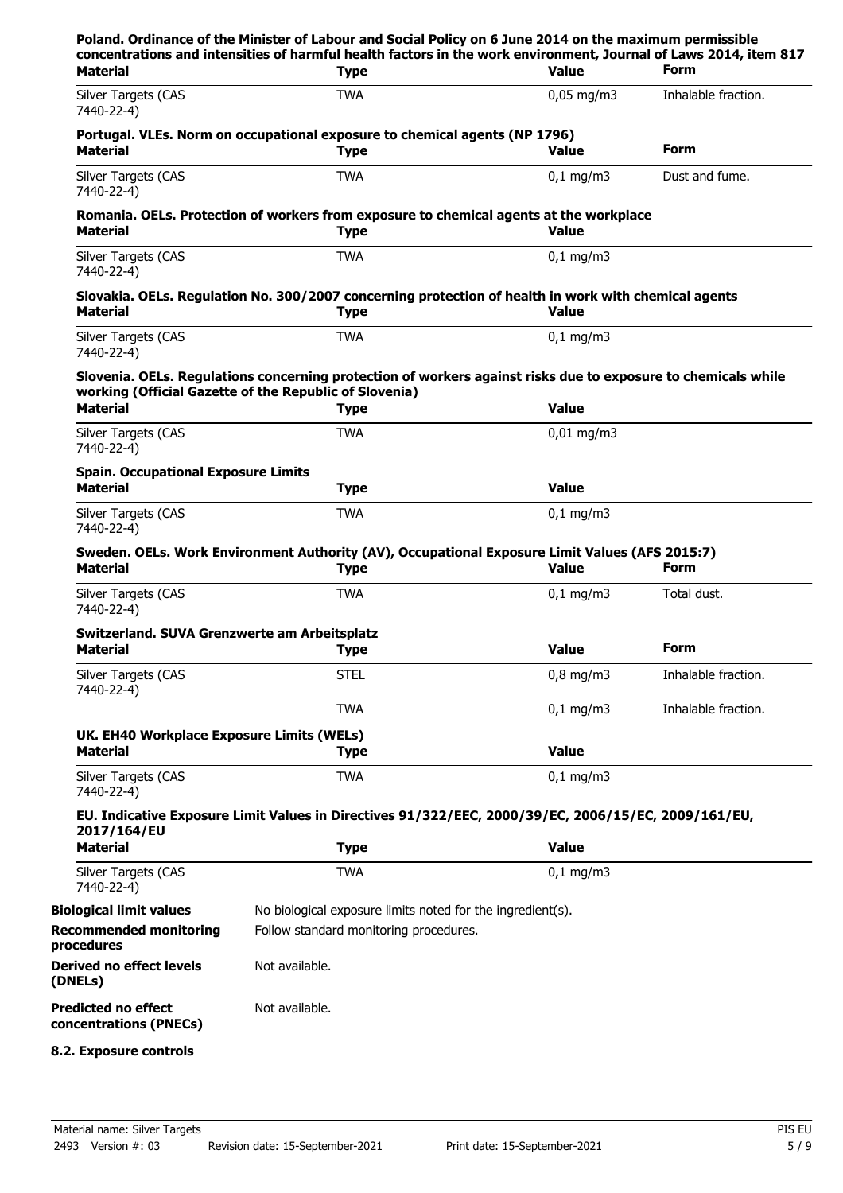**Poland. Ordinance of the Minister of Labour and Social Policy on 6 June 2014 on the maximum permissible concentrations and intensities of harmful health factors in the work environment, Journal of Laws 2014, item 817**

| Material | Type | Value | Form |
|---|---|---|---|
| Silver Targets (CAS 7440-22-4) | TWA | 0,05 mg/m3 | Inhalable fraction. |

**Portugal. VLEs. Norm on occupational exposure to chemical agents (NP 1796)**

| Material | Type | Value | Form |
|---|---|---|---|
| Silver Targets (CAS 7440-22-4) | TWA | 0,1 mg/m3 | Dust and fume. |

**Romania. OELs. Protection of workers from exposure to chemical agents at the workplace**

| Material | Type | Value |
|---|---|---|
| Silver Targets (CAS 7440-22-4) | TWA | 0,1 mg/m3 |

**Slovakia. OELs. Regulation No. 300/2007 concerning protection of health in work with chemical agents**

| Material | Type | Value |
|---|---|---|
| Silver Targets (CAS 7440-22-4) | TWA | 0,1 mg/m3 |

**Slovenia. OELs. Regulations concerning protection of workers against risks due to exposure to chemicals while working (Official Gazette of the Republic of Slovenia)**

| Material | Type | Value |
|---|---|---|
| Silver Targets (CAS 7440-22-4) | TWA | 0,01 mg/m3 |

**Spain. Occupational Exposure Limits**

| Material | Type | Value |
|---|---|---|
| Silver Targets (CAS 7440-22-4) | TWA | 0,1 mg/m3 |

**Sweden. OELs. Work Environment Authority (AV), Occupational Exposure Limit Values (AFS 2015:7)**

| Material | Type | Value | Form |
|---|---|---|---|
| Silver Targets (CAS 7440-22-4) | TWA | 0,1 mg/m3 | Total dust. |

**Switzerland. SUVA Grenzwerte am Arbeitsplatz**

| Material | Type | Value | Form |
|---|---|---|---|
| Silver Targets (CAS 7440-22-4) | STEL | 0,8 mg/m3 | Inhalable fraction. |
| | TWA | 0,1 mg/m3 | Inhalable fraction. |

**UK. EH40 Workplace Exposure Limits (WELs)**

| Material | Type | Value |
|---|---|---|
| Silver Targets (CAS 7440-22-4) | TWA | 0,1 mg/m3 |

**EU. Indicative Exposure Limit Values in Directives 91/322/EEC, 2000/39/EC, 2006/15/EC, 2009/161/EU, 2017/164/EU**

| Material | Type | Value |
|---|---|---|
| Silver Targets (CAS 7440-22-4) | TWA | 0,1 mg/m3 |

**Biological limit values** No biological exposure limits noted for the ingredient(s).

**Recommended monitoring procedures** Follow standard monitoring procedures.

**Derived no effect levels (DNELs)** Not available.

**Predicted no effect concentrations (PNECs)** Not available.

**8.2. Exposure controls**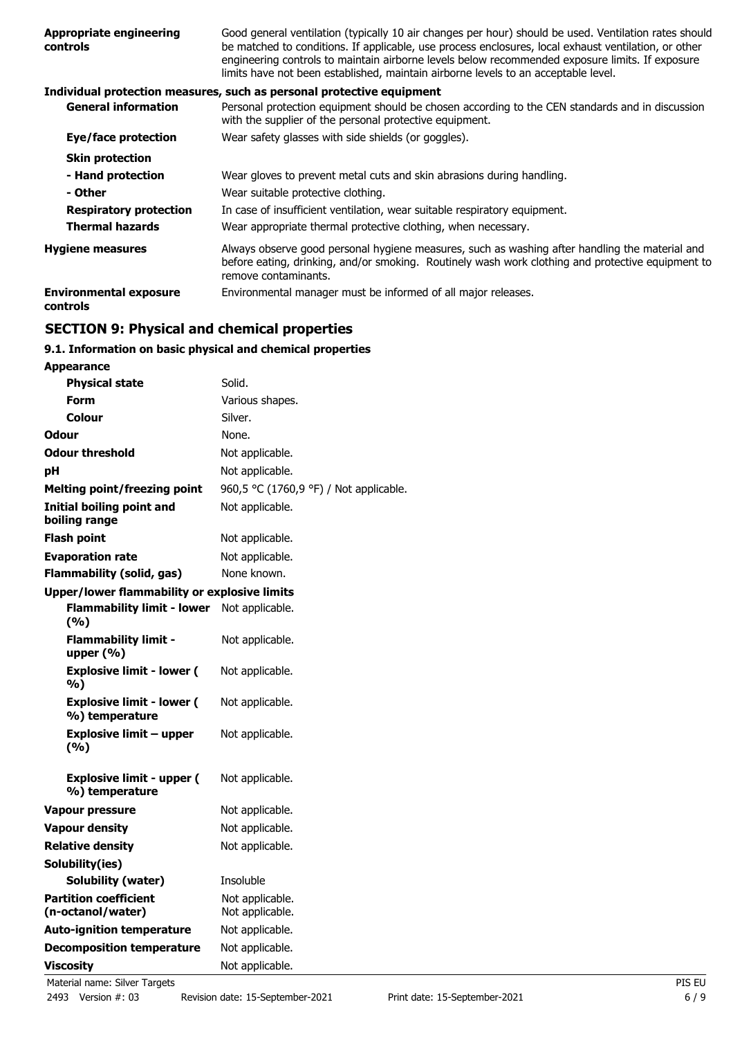| | |
|---|---|
| **Appropriate engineering controls** | Good general ventilation (typically 10 air changes per hour) should be used. Ventilation rates should be matched to conditions. If applicable, use process enclosures, local exhaust ventilation, or other engineering controls to maintain airborne levels below recommended exposure limits. If exposure limits have not been established, maintain airborne levels to an acceptable level. |

**Individual protection measures, such as personal protective equipment**

| | |
|---|---|
| **General information** | Personal protection equipment should be chosen according to the CEN standards and in discussion with the supplier of the personal protective equipment. |
| **Eye/face protection** | Wear safety glasses with side shields (or goggles). |
| **Skin protection** | |
| **- Hand protection** | Wear gloves to prevent metal cuts and skin abrasions during handling. |
| **- Other** | Wear suitable protective clothing. |
| **Respiratory protection** | In case of insufficient ventilation, wear suitable respiratory equipment. |
| **Thermal hazards** | Wear appropriate thermal protective clothing, when necessary. |
| **Hygiene measures** | Always observe good personal hygiene measures, such as washing after handling the material and before eating, drinking, and/or smoking. Routinely wash work clothing and protective equipment to remove contaminants. |
| **Environmental exposure controls** | Environmental manager must be informed of all major releases. |

## SECTION 9: Physical and chemical properties

### 9.1. Information on basic physical and chemical properties

| | |
|---|---|
| **Appearance** | |
| **Physical state** | Solid. |
| **Form** | Various shapes. |
| **Colour** | Silver. |
| **Odour** | None. |
| **Odour threshold** | Not applicable. |
| **pH** | Not applicable. |
| **Melting point/freezing point** | 960,5 °C (1760,9 °F) / Not applicable. |
| **Initial boiling point and boiling range** | Not applicable. |
| **Flash point** | Not applicable. |
| **Evaporation rate** | Not applicable. |
| **Flammability (solid, gas)** | None known. |
| **Upper/lower flammability or explosive limits** | |
| **Flammability limit - lower (%)** | Not applicable. |
| **Flammability limit - upper (%)** | Not applicable. |
| **Explosive limit - lower (%)** | Not applicable. |
| **Explosive limit - lower (%) temperature** | Not applicable. |
| **Explosive limit – upper (%)** | Not applicable. |
| **Explosive limit - upper (%) temperature** | Not applicable. |
| **Vapour pressure** | Not applicable. |
| **Vapour density** | Not applicable. |
| **Relative density** | Not applicable. |
| **Solubility(ies)** | |
| **Solubility (water)** | Insoluble |
| **Partition coefficient (n-octanol/water)** | Not applicable. Not applicable. |
| **Auto-ignition temperature** | Not applicable. |
| **Decomposition temperature** | Not applicable. |
| **Viscosity** | Not applicable. |

Material name: Silver Targets
2493 Version #: 03 Revision date: 15-September-2021 Print date: 15-September-2021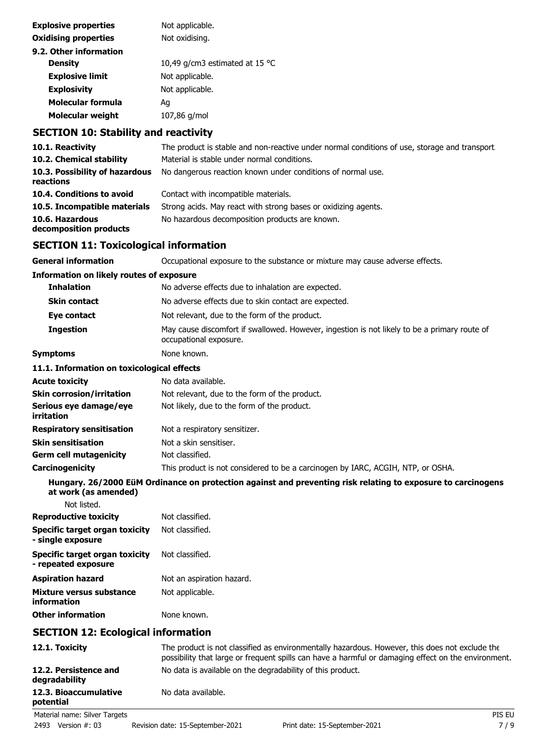| | |
|---|---|
| **Explosive properties** | Not applicable. |
| **Oxidising properties** | Not oxidising. |

**9.2. Other information**

| | |
|---|---|
| **Density** | 10,49 g/cm3 estimated at 15 °C |
| **Explosive limit** | Not applicable. |
| **Explosivity** | Not applicable. |
| **Molecular formula** | Ag |
| **Molecular weight** | 107,86 g/mol |

## SECTION 10: Stability and reactivity

| | |
|---|---|
| **10.1. Reactivity** | The product is stable and non-reactive under normal conditions of use, storage and transport. |
| **10.2. Chemical stability** | Material is stable under normal conditions. |
| **10.3. Possibility of hazardous reactions** | No dangerous reaction known under conditions of normal use. |
| **10.4. Conditions to avoid** | Contact with incompatible materials. |
| **10.5. Incompatible materials** | Strong acids. May react with strong bases or oxidizing agents. |
| **10.6. Hazardous decomposition products** | No hazardous decomposition products are known. |

## SECTION 11: Toxicological information

| | |
|---|---|
| **General information** | Occupational exposure to the substance or mixture may cause adverse effects. |

**Information on likely routes of exposure**

| | |
|---|---|
| **Inhalation** | No adverse effects due to inhalation are expected. |
| **Skin contact** | No adverse effects due to skin contact are expected. |
| **Eye contact** | Not relevant, due to the form of the product. |
| **Ingestion** | May cause discomfort if swallowed. However, ingestion is not likely to be a primary route of occupational exposure. |
| **Symptoms** | None known. |

**11.1. Information on toxicological effects**

| | |
|---|---|
| **Acute toxicity** | No data available. |
| **Skin corrosion/irritation** | Not relevant, due to the form of the product. |
| **Serious eye damage/eye irritation** | Not likely, due to the form of the product. |
| **Respiratory sensitisation** | Not a respiratory sensitizer. |
| **Skin sensitisation** | Not a skin sensitiser. |
| **Germ cell mutagenicity** | Not classified. |
| **Carcinogenicity** | This product is not considered to be a carcinogen by IARC, ACGIH, NTP, or OSHA. |

**Hungary. 26/2000 EüM Ordinance on protection against and preventing risk relating to exposure to carcinogens at work (as amended)**

Not listed.

| | |
|---|---|
| **Reproductive toxicity** | Not classified. |
| **Specific target organ toxicity - single exposure** | Not classified. |
| **Specific target organ toxicity - repeated exposure** | Not classified. |
| **Aspiration hazard** | Not an aspiration hazard. |
| **Mixture versus substance information** | Not applicable. |
| **Other information** | None known. |

## SECTION 12: Ecological information

| | |
|---|---|
| **12.1. Toxicity** | The product is not classified as environmentally hazardous. However, this does not exclude the possibility that large or frequent spills can have a harmful or damaging effect on the environment. |
| **12.2. Persistence and degradability** | No data is available on the degradability of this product. |
| **12.3. Bioaccumulative potential** | No data available. |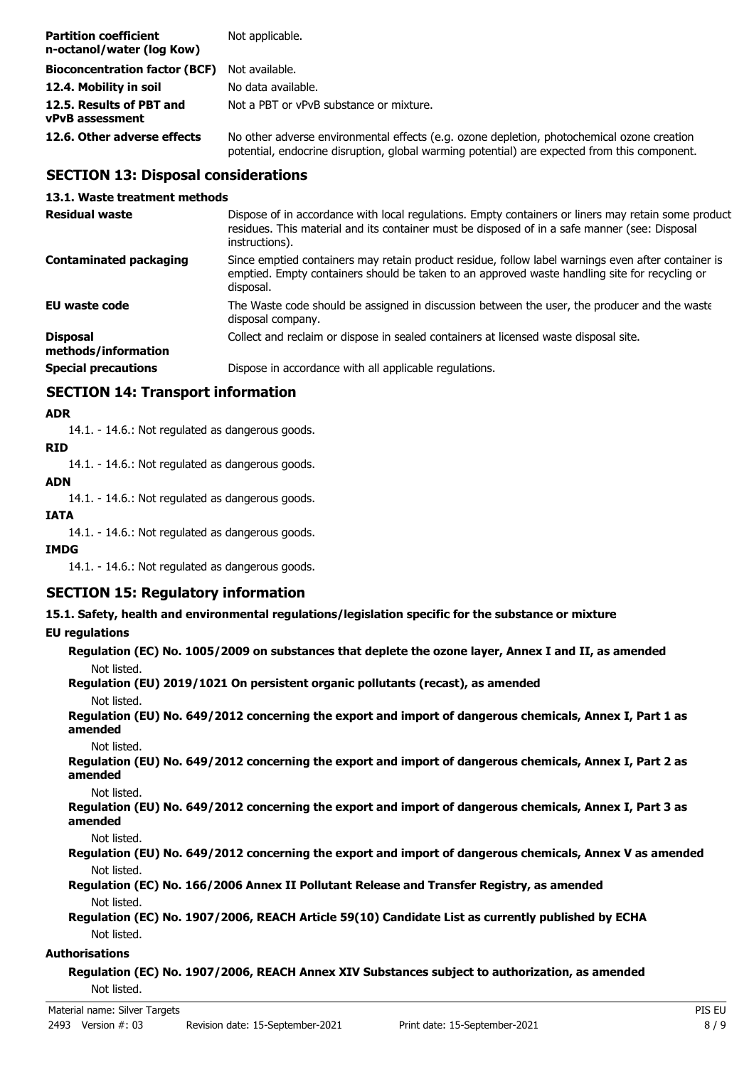| | |
|---|---|
| **Partition coefficient n-octanol/water (log Kow)** | Not applicable. |
| **Bioconcentration factor (BCF)** | Not available. |
| **12.4. Mobility in soil** | No data available. |
| **12.5. Results of PBT and vPvB assessment** | Not a PBT or vPvB substance or mixture. |
| **12.6. Other adverse effects** | No other adverse environmental effects (e.g. ozone depletion, photochemical ozone creation potential, endocrine disruption, global warming potential) are expected from this component. |

## SECTION 13: Disposal considerations

### 13.1. Waste treatment methods

| | |
|---|---|
| **Residual waste** | Dispose of in accordance with local regulations. Empty containers or liners may retain some product residues. This material and its container must be disposed of in a safe manner (see: Disposal instructions). |
| **Contaminated packaging** | Since emptied containers may retain product residue, follow label warnings even after container is emptied. Empty containers should be taken to an approved waste handling site for recycling or disposal. |
| **EU waste code** | The Waste code should be assigned in discussion between the user, the producer and the waste disposal company. |
| **Disposal methods/information** | Collect and reclaim or dispose in sealed containers at licensed waste disposal site. |
| **Special precautions** | Dispose in accordance with all applicable regulations. |

## SECTION 14: Transport information

**ADR**

14.1. - 14.6.: Not regulated as dangerous goods.

**RID**

14.1. - 14.6.: Not regulated as dangerous goods.

**ADN**

14.1. - 14.6.: Not regulated as dangerous goods.

**IATA**

14.1. - 14.6.: Not regulated as dangerous goods.

**IMDG**

14.1. - 14.6.: Not regulated as dangerous goods.

## SECTION 15: Regulatory information

### 15.1. Safety, health and environmental regulations/legislation specific for the substance or mixture

**EU regulations**

**Regulation (EC) No. 1005/2009 on substances that deplete the ozone layer, Annex I and II, as amended**

Not listed.

**Regulation (EU) 2019/1021 On persistent organic pollutants (recast), as amended**

Not listed.

**Regulation (EU) No. 649/2012 concerning the export and import of dangerous chemicals, Annex I, Part 1 as amended**

Not listed.

**Regulation (EU) No. 649/2012 concerning the export and import of dangerous chemicals, Annex I, Part 2 as amended**

Not listed.

**Regulation (EU) No. 649/2012 concerning the export and import of dangerous chemicals, Annex I, Part 3 as amended**

Not listed.

**Regulation (EU) No. 649/2012 concerning the export and import of dangerous chemicals, Annex V as amended**

Not listed.

**Regulation (EC) No. 166/2006 Annex II Pollutant Release and Transfer Registry, as amended**

Not listed.

**Regulation (EC) No. 1907/2006, REACH Article 59(10) Candidate List as currently published by ECHA**

Not listed.

**Authorisations**

**Regulation (EC) No. 1907/2006, REACH Annex XIV Substances subject to authorization, as amended**

Not listed.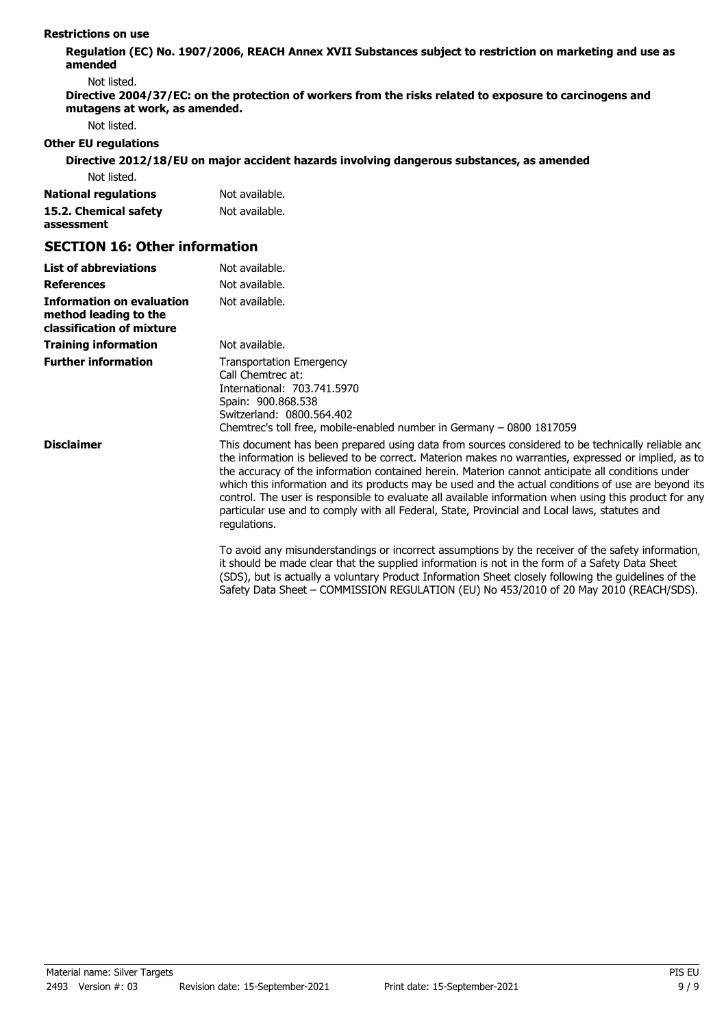**Restrictions on use**

**Regulation (EC) No. 1907/2006, REACH Annex XVII Substances subject to restriction on marketing and use as amended**

Not listed.

**Directive 2004/37/EC: on the protection of workers from the risks related to exposure to carcinogens and mutagens at work, as amended.**

Not listed.

**Other EU regulations**

**Directive 2012/18/EU on major accident hazards involving dangerous substances, as amended**

Not listed.

| | |
|---|---|
| **National regulations** | Not available. |
| **15.2. Chemical safety assessment** | Not available. |

## SECTION 16: Other information

| | |
|---|---|
| **List of abbreviations** | Not available. |
| **References** | Not available. |
| **Information on evaluation method leading to the classification of mixture** | Not available. |
| **Training information** | Not available. |
| **Further information** | Transportation Emergency<br>Call Chemtrec at:<br>International: 703.741.5970<br>Spain: 900.868.538<br>Switzerland: 0800.564.402<br>Chemtrec's toll free, mobile-enabled number in Germany – 0800 1817059 |
| **Disclaimer** | This document has been prepared using data from sources considered to be technically reliable and the information is believed to be correct. Materion makes no warranties, expressed or implied, as to the accuracy of the information contained herein. Materion cannot anticipate all conditions under which this information and its products may be used and the actual conditions of use are beyond its control. The user is responsible to evaluate all available information when using this product for any particular use and to comply with all Federal, State, Provincial and Local laws, statutes and regulations.<br><br>To avoid any misunderstandings or incorrect assumptions by the receiver of the safety information, it should be made clear that the supplied information is not in the form of a Safety Data Sheet (SDS), but is actually a voluntary Product Information Sheet closely following the guidelines of the Safety Data Sheet – COMMISSION REGULATION (EU) No 453/2010 of 20 May 2010 (REACH/SDS). |